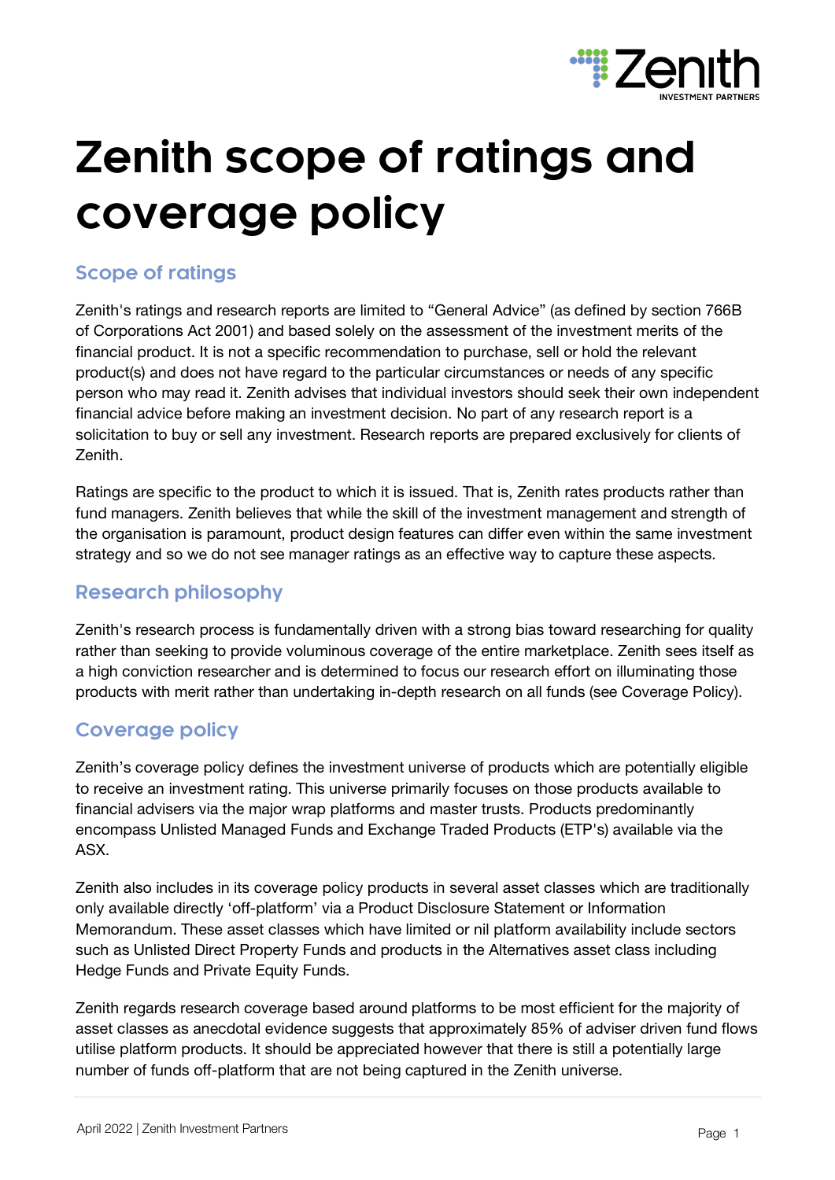# Zenith scope of ratings and coverage policy

## Scope of ratings

Zenith's ratings and research reports are limited to "General Advice" (as defined by section 766B of Corporations Act 2001) and based solely on the assessment of the investment merits of the financial product. It is not a specific recommendation to purchase, sell or hold the relevant product(s) and does not have regard to the particular circumstances or needs of any specific person who may read it. Zenith advises that individual investors should seek their own independent financial advice before making an investment decision. No part of any research report is a solicitation to buy or sell any investment. Research reports are prepared exclusively for clients of Zenith.

Ratings are specific to the product to which it is issued. That is, Zenith rates products rather than fund managers. Zenith believes that while the skill of the investment management and strength of the organisation is paramount, product design features can differ even within the same investment strategy and so we do not see manager ratings as an effective way to capture these aspects.

## Research philosophy

Zenith's research process is fundamentally driven with a strong bias toward researching for quality rather than seeking to provide voluminous coverage of the entire marketplace. Zenith sees itself as a high conviction researcher and is determined to focus our research effort on illuminating those products with merit rather than undertaking in-depth research on all funds (see Coverage Policy).

## Coverage policy

Zenith's coverage policy defines the investment universe of products which are potentially eligible to receive an investment rating. This universe primarily focuses on those products available to financial advisers via the major wrap platforms and master trusts. Products predominantly encompass Unlisted Managed Funds and Exchange Traded Products (ETP's) available via the ASX.

Zenith also includes in its coverage policy products in several asset classes which are traditionally only available directly 'off-platform' via a Product Disclosure Statement or Information Memorandum. These asset classes which have limited or nil platform availability include sectors such as Unlisted Direct Property Funds and products in the Alternatives asset class including Hedge Funds and Private Equity Funds.

Zenith regards research coverage based around platforms to be most efficient for the majority of asset classes as anecdotal evidence suggests that approximately 85% of adviser driven fund flows utilise platform products. It should be appreciated however that there is still a potentially large number of funds off-platform that are not being captured in the Zenith universe.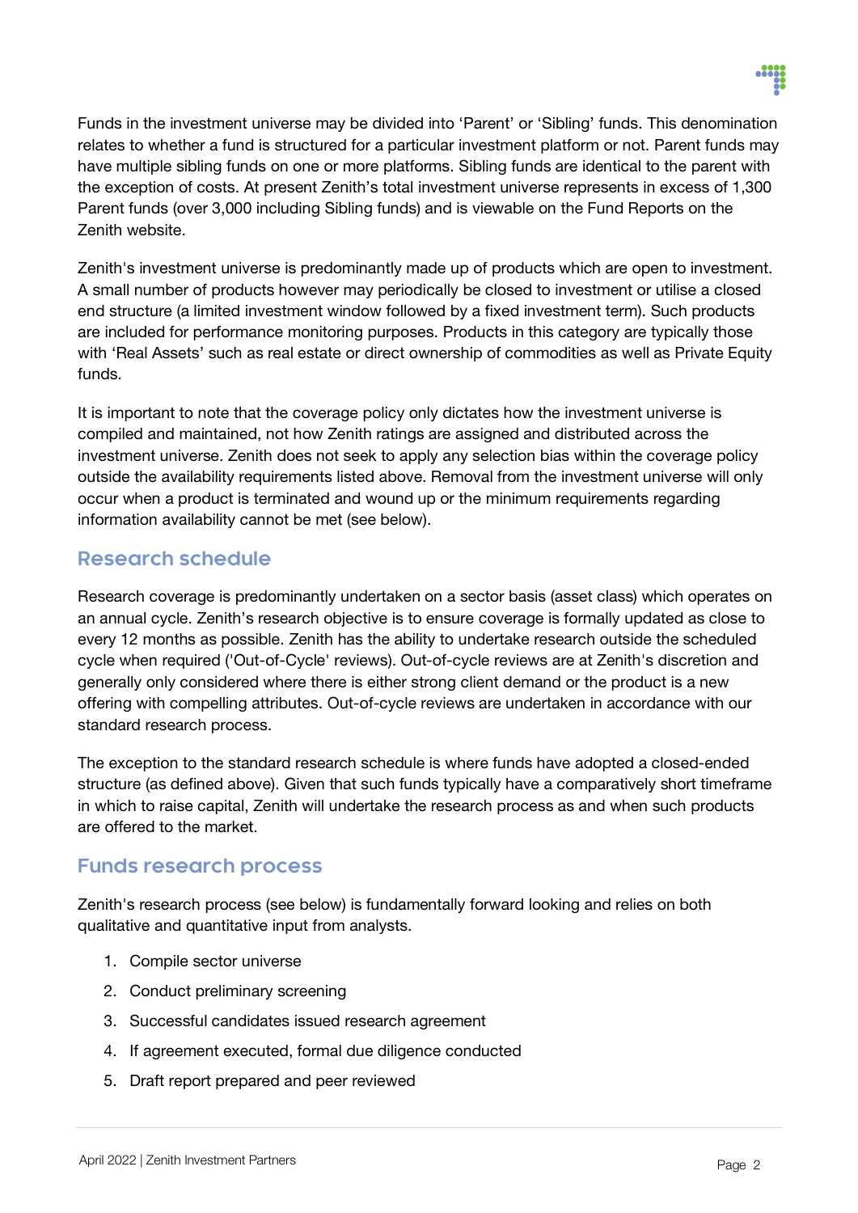Funds in the investment universe may be divided into 'Parent' or 'Sibling' funds. This denomination relates to whether a fund is structured for a particular investment platform or not. Parent funds may have multiple sibling funds on one or more platforms. Sibling funds are identical to the parent with the exception of costs. At present Zenith's total investment universe represents in excess of 1,300 Parent funds (over 3,000 including Sibling funds) and is viewable on the Fund Reports on the Zenith website.

Zenith's investment universe is predominantly made up of products which are open to investment. A small number of products however may periodically be closed to investment or utilise a closed end structure (a limited investment window followed by a fixed investment term). Such products are included for performance monitoring purposes. Products in this category are typically those with 'Real Assets' such as real estate or direct ownership of commodities as well as Private Equity funds.

It is important to note that the coverage policy only dictates how the investment universe is compiled and maintained, not how Zenith ratings are assigned and distributed across the investment universe. Zenith does not seek to apply any selection bias within the coverage policy outside the availability requirements listed above. Removal from the investment universe will only occur when a product is terminated and wound up or the minimum requirements regarding information availability cannot be met (see below).

## Research schedule

Research coverage is predominantly undertaken on a sector basis (asset class) which operates on an annual cycle. Zenith's research objective is to ensure coverage is formally updated as close to every 12 months as possible. Zenith has the ability to undertake research outside the scheduled cycle when required ('Out-of-Cycle' reviews). Out-of-cycle reviews are at Zenith's discretion and generally only considered where there is either strong client demand or the product is a new offering with compelling attributes. Out-of-cycle reviews are undertaken in accordance with our standard research process.

The exception to the standard research schedule is where funds have adopted a closed-ended structure (as defined above). Given that such funds typically have a comparatively short timeframe in which to raise capital, Zenith will undertake the research process as and when such products are offered to the market.

## Funds research process

Zenith's research process (see below) is fundamentally forward looking and relies on both qualitative and quantitative input from analysts.

1. Compile sector universe
2. Conduct preliminary screening
3. Successful candidates issued research agreement
4. If agreement executed, formal due diligence conducted
5. Draft report prepared and peer reviewed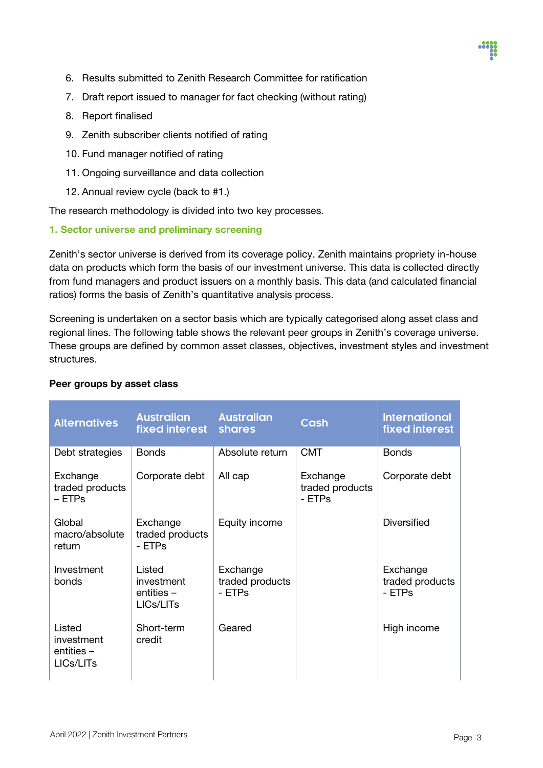6. Results submitted to Zenith Research Committee for ratification
7. Draft report issued to manager for fact checking (without rating)
8. Report finalised
9. Zenith subscriber clients notified of rating
10. Fund manager notified of rating
11. Ongoing surveillance and data collection
12. Annual review cycle (back to #1.)

The research methodology is divided into two key processes.

### 1. Sector universe and preliminary screening

Zenith's sector universe is derived from its coverage policy. Zenith maintains propriety in-house data on products which form the basis of our investment universe. This data is collected directly from fund managers and product issuers on a monthly basis. This data (and calculated financial ratios) forms the basis of Zenith's quantitative analysis process.

Screening is undertaken on a sector basis which are typically categorised along asset class and regional lines. The following table shows the relevant peer groups in Zenith's coverage universe. These groups are defined by common asset classes, objectives, investment styles and investment structures.

**Peer groups by asset class**

| Alternatives | Australian fixed interest | Australian shares | Cash | International fixed interest |
|---|---|---|---|---|
| Debt strategies | Bonds | Absolute return | CMT | Bonds |
| Exchange traded products – ETPs | Corporate debt | All cap | Exchange traded products - ETPs | Corporate debt |
| Global macro/absolute return | Exchange traded products - ETPs | Equity income | | Diversified |
| Investment bonds | Listed investment entities – LICs/LITs | Exchange traded products - ETPs | | Exchange traded products - ETPs |
| Listed investment entities – LICs/LITs | Short-term credit | Geared | | High income |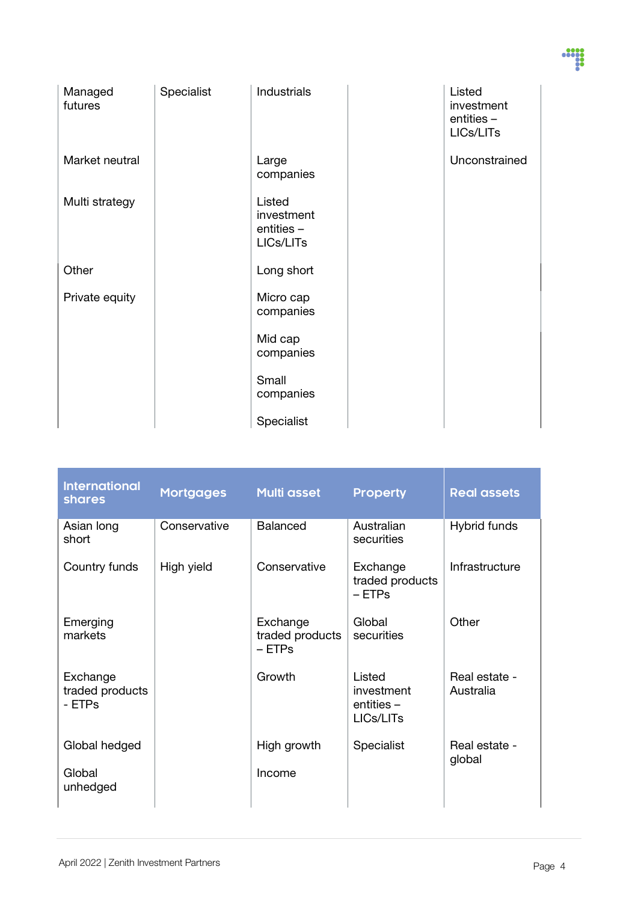| | | | | |
|---|---|---|---|---|
| Managed futures | Specialist | Industrials | | Listed investment entities – LICs/LITs |
| Market neutral | | Large companies | | Unconstrained |
| Multi strategy | | Listed investment entities – LICs/LITs | | |
| Other | | Long short | | |
| Private equity | | Micro cap companies | | |
| | | Mid cap companies | | |
| | | Small companies | | |
| | | Specialist | | |

| International shares | Mortgages | Multi asset | Property | Real assets |
|---|---|---|---|---|
| Asian long short | Conservative | Balanced | Australian securities | Hybrid funds |
| Country funds | High yield | Conservative | Exchange traded products – ETPs | Infrastructure |
| Emerging markets | | Exchange traded products – ETPs | Global securities | Other |
| Exchange traded products - ETPs | | Growth | Listed investment entities – LICs/LITs | Real estate - Australia |
| Global hedged | | High growth | Specialist | Real estate - global |
| Global unhedged | | Income | | |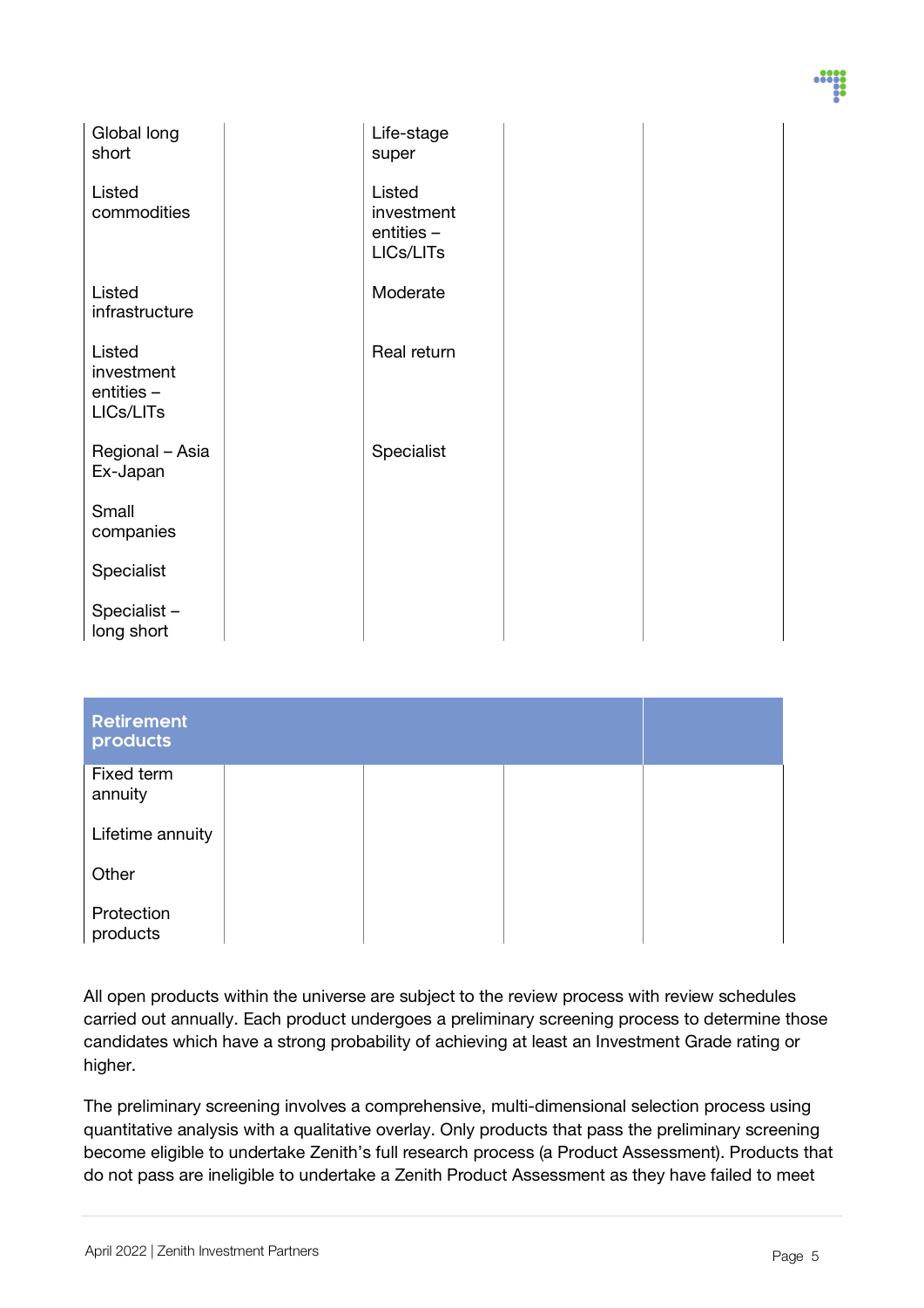| | | | | |
|---|---|---|---|---|
| Global long short | | Life-stage super | | |
| Listed commodities | | Listed investment entities – LICs/LITs | | |
| Listed infrastructure | | Moderate | | |
| Listed investment entities – LICs/LITs | | Real return | | |
| Regional – Asia Ex-Japan | | Specialist | | |
| Small companies | | | | |
| Specialist | | | | |
| Specialist – long short | | | | |

| **Retirement products** | | | | |
|---|---|---|---|---|
| Fixed term annuity | | | | |
| Lifetime annuity | | | | |
| Other | | | | |
| Protection products | | | | |

All open products within the universe are subject to the review process with review schedules carried out annually. Each product undergoes a preliminary screening process to determine those candidates which have a strong probability of achieving at least an Investment Grade rating or higher.

The preliminary screening involves a comprehensive, multi-dimensional selection process using quantitative analysis with a qualitative overlay. Only products that pass the preliminary screening become eligible to undertake Zenith's full research process (a Product Assessment). Products that do not pass are ineligible to undertake a Zenith Product Assessment as they have failed to meet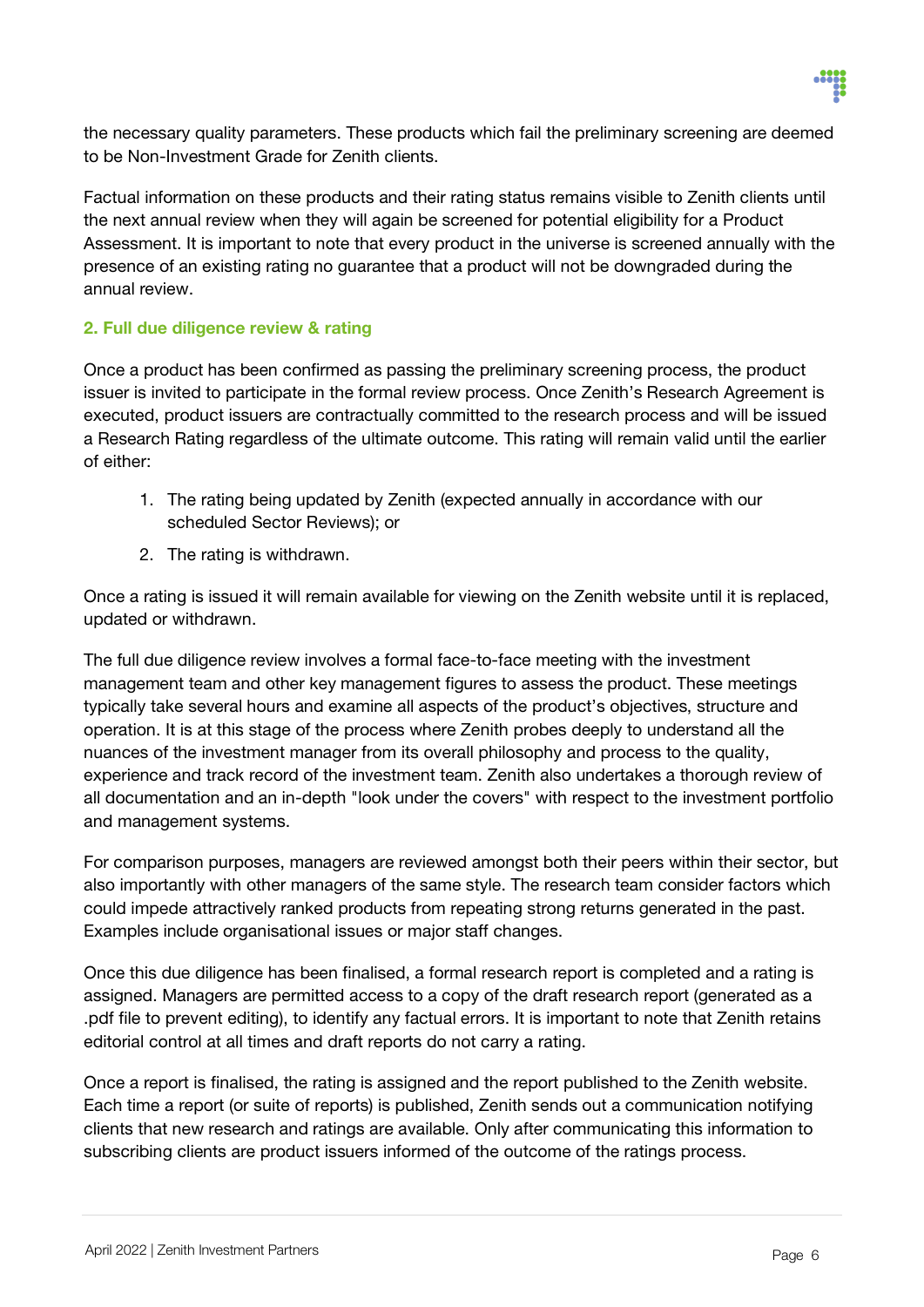the necessary quality parameters. These products which fail the preliminary screening are deemed to be Non-Investment Grade for Zenith clients.

Factual information on these products and their rating status remains visible to Zenith clients until the next annual review when they will again be screened for potential eligibility for a Product Assessment. It is important to note that every product in the universe is screened annually with the presence of an existing rating no guarantee that a product will not be downgraded during the annual review.

### 2. Full due diligence review & rating

Once a product has been confirmed as passing the preliminary screening process, the product issuer is invited to participate in the formal review process. Once Zenith's Research Agreement is executed, product issuers are contractually committed to the research process and will be issued a Research Rating regardless of the ultimate outcome. This rating will remain valid until the earlier of either:

1. The rating being updated by Zenith (expected annually in accordance with our scheduled Sector Reviews); or
2. The rating is withdrawn.

Once a rating is issued it will remain available for viewing on the Zenith website until it is replaced, updated or withdrawn.

The full due diligence review involves a formal face-to-face meeting with the investment management team and other key management figures to assess the product. These meetings typically take several hours and examine all aspects of the product's objectives, structure and operation. It is at this stage of the process where Zenith probes deeply to understand all the nuances of the investment manager from its overall philosophy and process to the quality, experience and track record of the investment team. Zenith also undertakes a thorough review of all documentation and an in-depth "look under the covers" with respect to the investment portfolio and management systems.

For comparison purposes, managers are reviewed amongst both their peers within their sector, but also importantly with other managers of the same style. The research team consider factors which could impede attractively ranked products from repeating strong returns generated in the past. Examples include organisational issues or major staff changes.

Once this due diligence has been finalised, a formal research report is completed and a rating is assigned. Managers are permitted access to a copy of the draft research report (generated as a .pdf file to prevent editing), to identify any factual errors. It is important to note that Zenith retains editorial control at all times and draft reports do not carry a rating.

Once a report is finalised, the rating is assigned and the report published to the Zenith website. Each time a report (or suite of reports) is published, Zenith sends out a communication notifying clients that new research and ratings are available. Only after communicating this information to subscribing clients are product issuers informed of the outcome of the ratings process.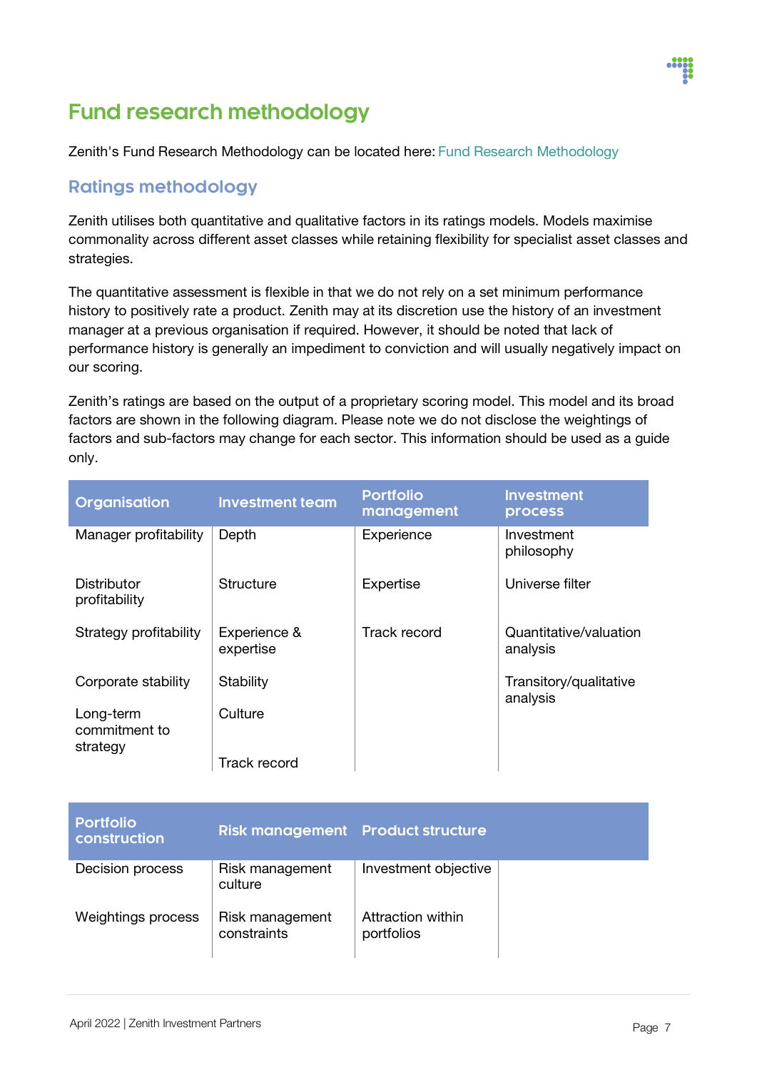# Fund research methodology

Zenith's Fund Research Methodology can be located here: Fund Research Methodology

## Ratings methodology

Zenith utilises both quantitative and qualitative factors in its ratings models. Models maximise commonality across different asset classes while retaining flexibility for specialist asset classes and strategies.

The quantitative assessment is flexible in that we do not rely on a set minimum performance history to positively rate a product. Zenith may at its discretion use the history of an investment manager at a previous organisation if required. However, it should be noted that lack of performance history is generally an impediment to conviction and will usually negatively impact on our scoring.

Zenith's ratings are based on the output of a proprietary scoring model. This model and its broad factors are shown in the following diagram. Please note we do not disclose the weightings of factors and sub-factors may change for each sector. This information should be used as a guide only.

| Organisation | Investment team | Portfolio management | Investment process |
|---|---|---|---|
| Manager profitability | Depth | Experience | Investment philosophy |
| Distributor profitability | Structure | Expertise | Universe filter |
| Strategy profitability | Experience & expertise | Track record | Quantitative/valuation analysis |
| Corporate stability | Stability | | Transitory/qualitative analysis |
| Long-term commitment to strategy | Culture | | |
| | Track record | | |

| Portfolio construction | Risk management | Product structure | |
|---|---|---|---|
| Decision process | Risk management culture | Investment objective | |
| Weightings process | Risk management constraints | Attraction within portfolios | |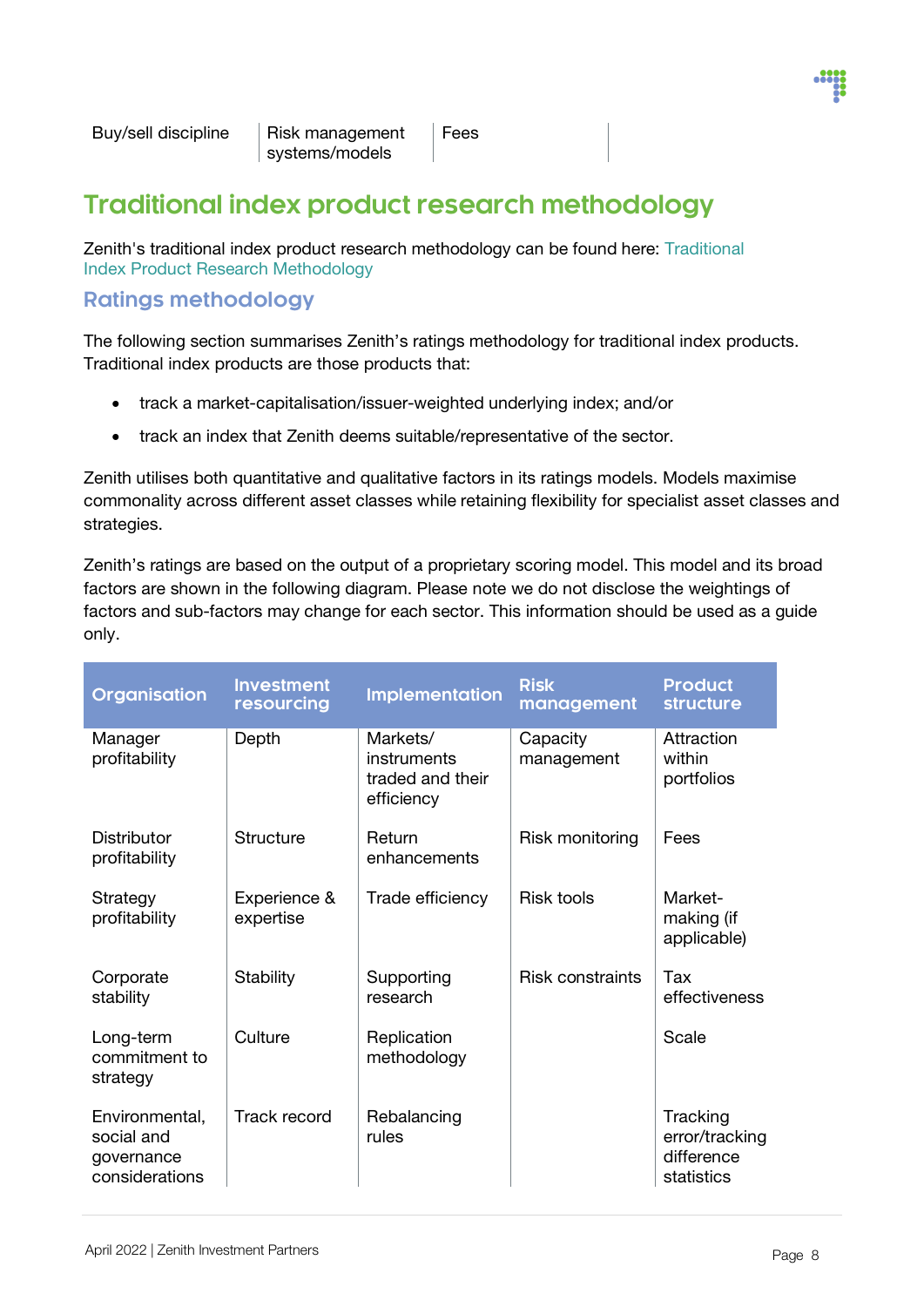| Buy/sell discipline | Risk management systems/models | Fees |
|---|---|---|

## Traditional index product research methodology

Zenith's traditional index product research methodology can be found here: Traditional Index Product Research Methodology

### Ratings methodology

The following section summarises Zenith's ratings methodology for traditional index products. Traditional index products are those products that:

- track a market-capitalisation/issuer-weighted underlying index; and/or
- track an index that Zenith deems suitable/representative of the sector.

Zenith utilises both quantitative and qualitative factors in its ratings models. Models maximise commonality across different asset classes while retaining flexibility for specialist asset classes and strategies.

Zenith's ratings are based on the output of a proprietary scoring model. This model and its broad factors are shown in the following diagram. Please note we do not disclose the weightings of factors and sub-factors may change for each sector. This information should be used as a guide only.

| Organisation | Investment resourcing | Implementation | Risk management | Product structure |
|---|---|---|---|---|
| Manager profitability | Depth | Markets/ instruments traded and their efficiency | Capacity management | Attraction within portfolios |
| Distributor profitability | Structure | Return enhancements | Risk monitoring | Fees |
| Strategy profitability | Experience & expertise | Trade efficiency | Risk tools | Market-making (if applicable) |
| Corporate stability | Stability | Supporting research | Risk constraints | Tax effectiveness |
| Long-term commitment to strategy | Culture | Replication methodology | | Scale |
| Environmental, social and governance considerations | Track record | Rebalancing rules | | Tracking error/tracking difference statistics |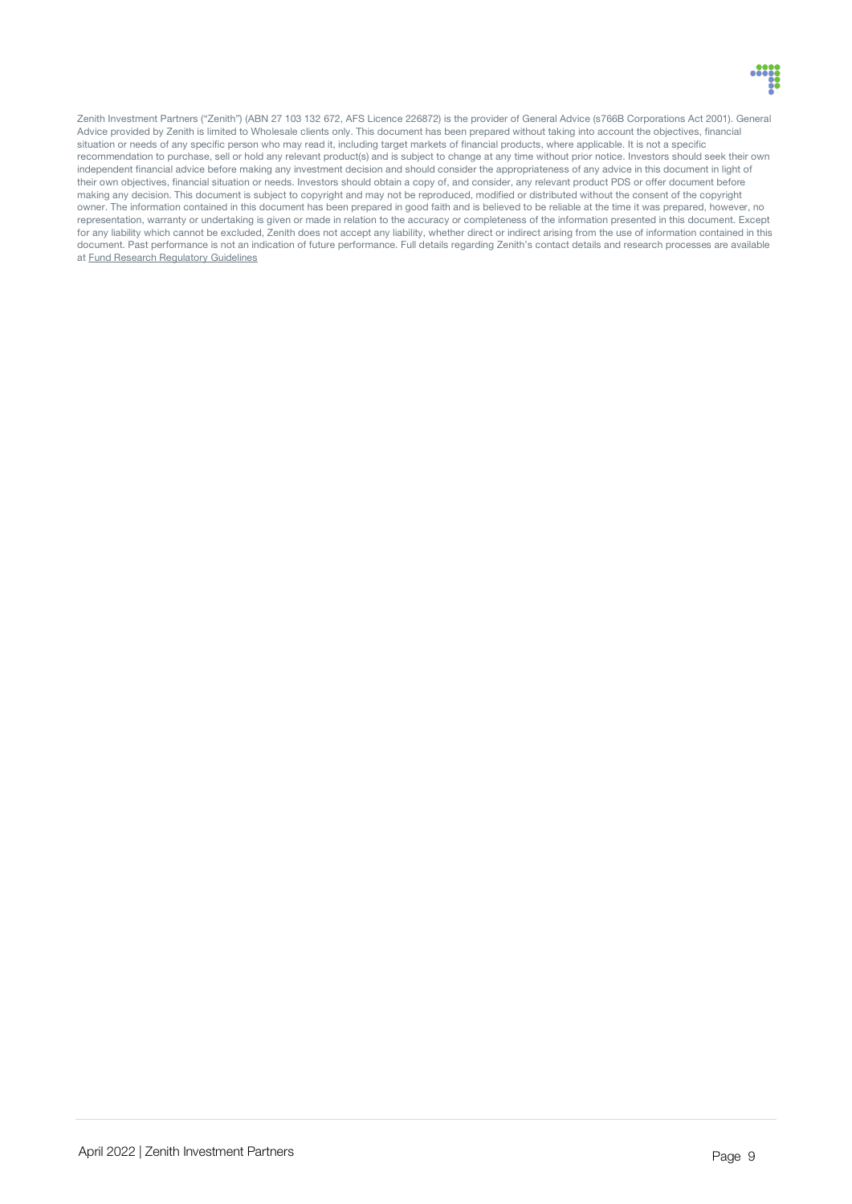Zenith Investment Partners ("Zenith") (ABN 27 103 132 672, AFS Licence 226872) is the provider of General Advice (s766B Corporations Act 2001). General Advice provided by Zenith is limited to Wholesale clients only. This document has been prepared without taking into account the objectives, financial situation or needs of any specific person who may read it, including target markets of financial products, where applicable. It is not a specific recommendation to purchase, sell or hold any relevant product(s) and is subject to change at any time without prior notice. Investors should seek their own independent financial advice before making any investment decision and should consider the appropriateness of any advice in this document in light of their own objectives, financial situation or needs. Investors should obtain a copy of, and consider, any relevant product PDS or offer document before making any decision. This document is subject to copyright and may not be reproduced, modified or distributed without the consent of the copyright owner. The information contained in this document has been prepared in good faith and is believed to be reliable at the time it was prepared, however, no representation, warranty or undertaking is given or made in relation to the accuracy or completeness of the information presented in this document. Except for any liability which cannot be excluded, Zenith does not accept any liability, whether direct or indirect arising from the use of information contained in this document. Past performance is not an indication of future performance. Full details regarding Zenith's contact details and research processes are available at Fund Research Regulatory Guidelines